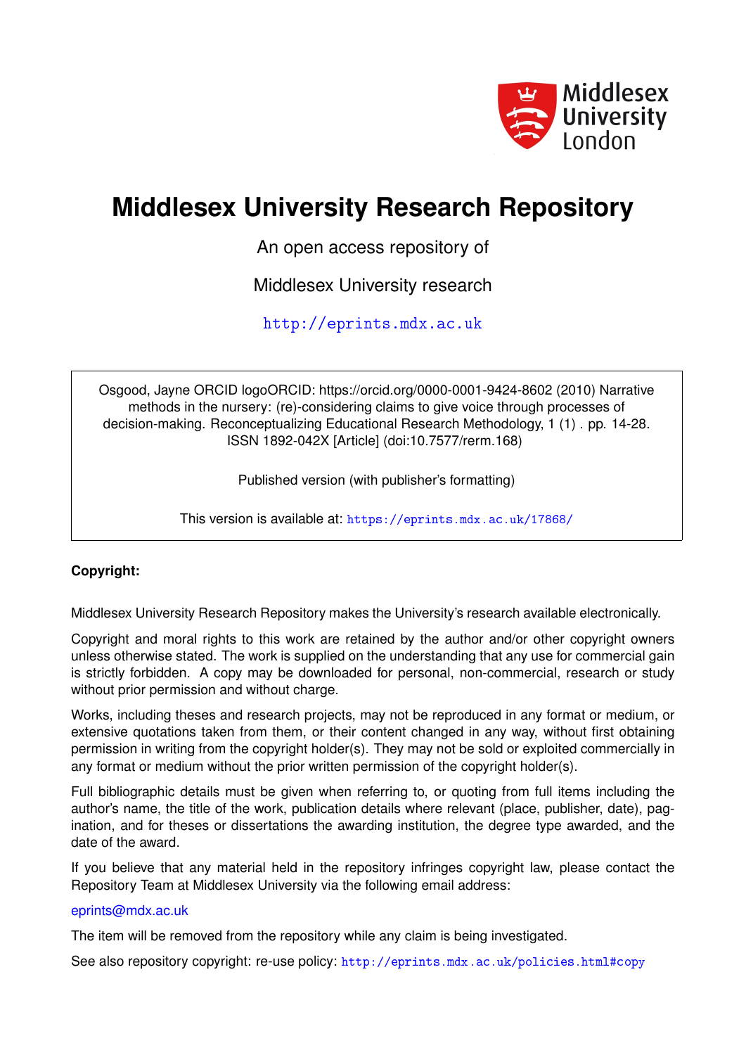# Middlesex University Research Repository

An open access repository of

Middlesex University research

http://eprints.mdx.ac.uk

Osgood, Jayne ORCID logoORCID: https://orcid.org/0000-0001-9424-8602 (2010) Narrative methods in the nursery: (re)-considering claims to give voice through processes of decision-making. Reconceptualizing Educational Research Methodology, 1 (1) . pp. 14-28. ISSN 1892-042X [Article] (doi:10.7577/rerm.168)

Published version (with publisher's formatting)

This version is available at: https://eprints.mdx.ac.uk/17868/

**Copyright:**

Middlesex University Research Repository makes the University's research available electronically.

Copyright and moral rights to this work are retained by the author and/or other copyright owners unless otherwise stated. The work is supplied on the understanding that any use for commercial gain is strictly forbidden. A copy may be downloaded for personal, non-commercial, research or study without prior permission and without charge.

Works, including theses and research projects, may not be reproduced in any format or medium, or extensive quotations taken from them, or their content changed in any way, without first obtaining permission in writing from the copyright holder(s). They may not be sold or exploited commercially in any format or medium without the prior written permission of the copyright holder(s).

Full bibliographic details must be given when referring to, or quoting from full items including the author's name, the title of the work, publication details where relevant (place, publisher, date), pagination, and for theses or dissertations the awarding institution, the degree type awarded, and the date of the award.

If you believe that any material held in the repository infringes copyright law, please contact the Repository Team at Middlesex University via the following email address:

eprints@mdx.ac.uk

The item will be removed from the repository while any claim is being investigated.

See also repository copyright: re-use policy: http://eprints.mdx.ac.uk/policies.html#copy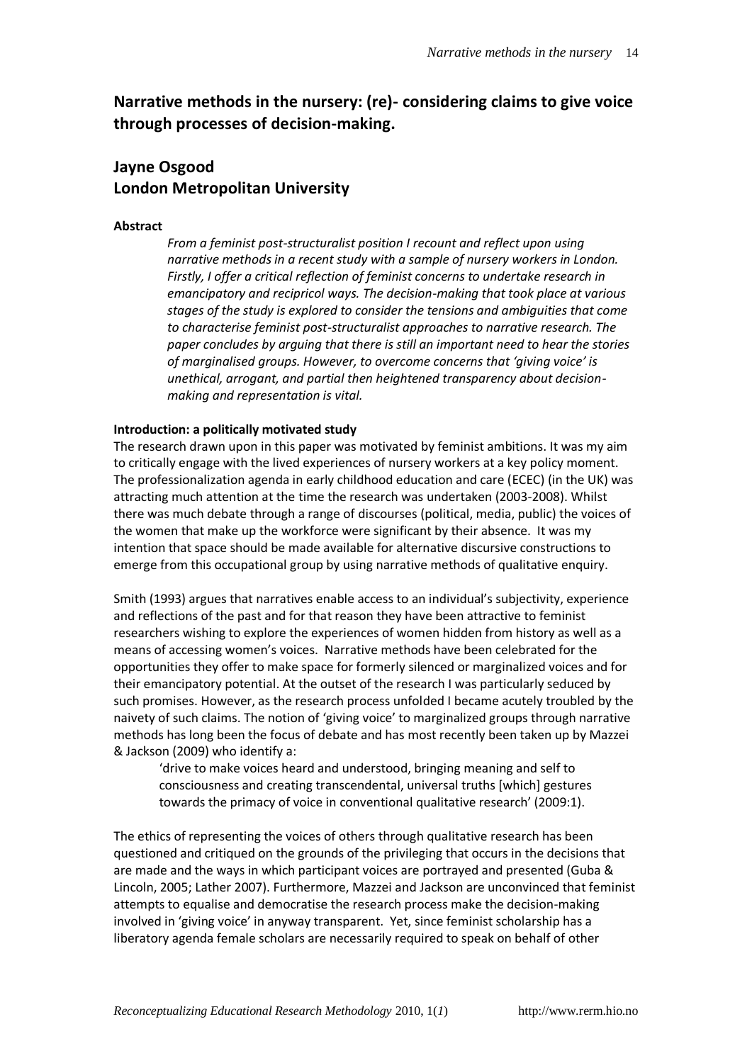# Narrative methods in the nursery: (re)- considering claims to give voice through processes of decision-making.

## Jayne Osgood
## London Metropolitan University

**Abstract**

*From a feminist post-structuralist position I recount and reflect upon using narrative methods in a recent study with a sample of nursery workers in London. Firstly, I offer a critical reflection of feminist concerns to undertake research in emancipatory and reciprocol ways. The decision-making that took place at various stages of the study is explored to consider the tensions and ambiguities that come to characterise feminist post-structuralist approaches to narrative research. The paper concludes by arguing that there is still an important need to hear the stories of marginalised groups. However, to overcome concerns that 'giving voice' is unethical, arrogant, and partial then heightened transparency about decision-making and representation is vital.*

**Introduction: a politically motivated study**

The research drawn upon in this paper was motivated by feminist ambitions. It was my aim to critically engage with the lived experiences of nursery workers at a key policy moment. The professionalization agenda in early childhood education and care (ECEC) (in the UK) was attracting much attention at the time the research was undertaken (2003-2008). Whilst there was much debate through a range of discourses (political, media, public) the voices of the women that make up the workforce were significant by their absence. It was my intention that space should be made available for alternative discursive constructions to emerge from this occupational group by using narrative methods of qualitative enquiry.

Smith (1993) argues that narratives enable access to an individual's subjectivity, experience and reflections of the past and for that reason they have been attractive to feminist researchers wishing to explore the experiences of women hidden from history as well as a means of accessing women's voices. Narrative methods have been celebrated for the opportunities they offer to make space for formerly silenced or marginalized voices and for their emancipatory potential. At the outset of the research I was particularly seduced by such promises. However, as the research process unfolded I became acutely troubled by the naivety of such claims. The notion of 'giving voice' to marginalized groups through narrative methods has long been the focus of debate and has most recently been taken up by Mazzei & Jackson (2009) who identify a:

> 'drive to make voices heard and understood, bringing meaning and self to consciousness and creating transcendental, universal truths [which] gestures towards the primacy of voice in conventional qualitative research' (2009:1).

The ethics of representing the voices of others through qualitative research has been questioned and critiqued on the grounds of the privileging that occurs in the decisions that are made and the ways in which participant voices are portrayed and presented (Guba & Lincoln, 2005; Lather 2007). Furthermore, Mazzei and Jackson are unconvinced that feminist attempts to equalise and democratise the research process make the decision-making involved in 'giving voice' in anyway transparent. Yet, since feminist scholarship has a liberatory agenda female scholars are necessarily required to speak on behalf of other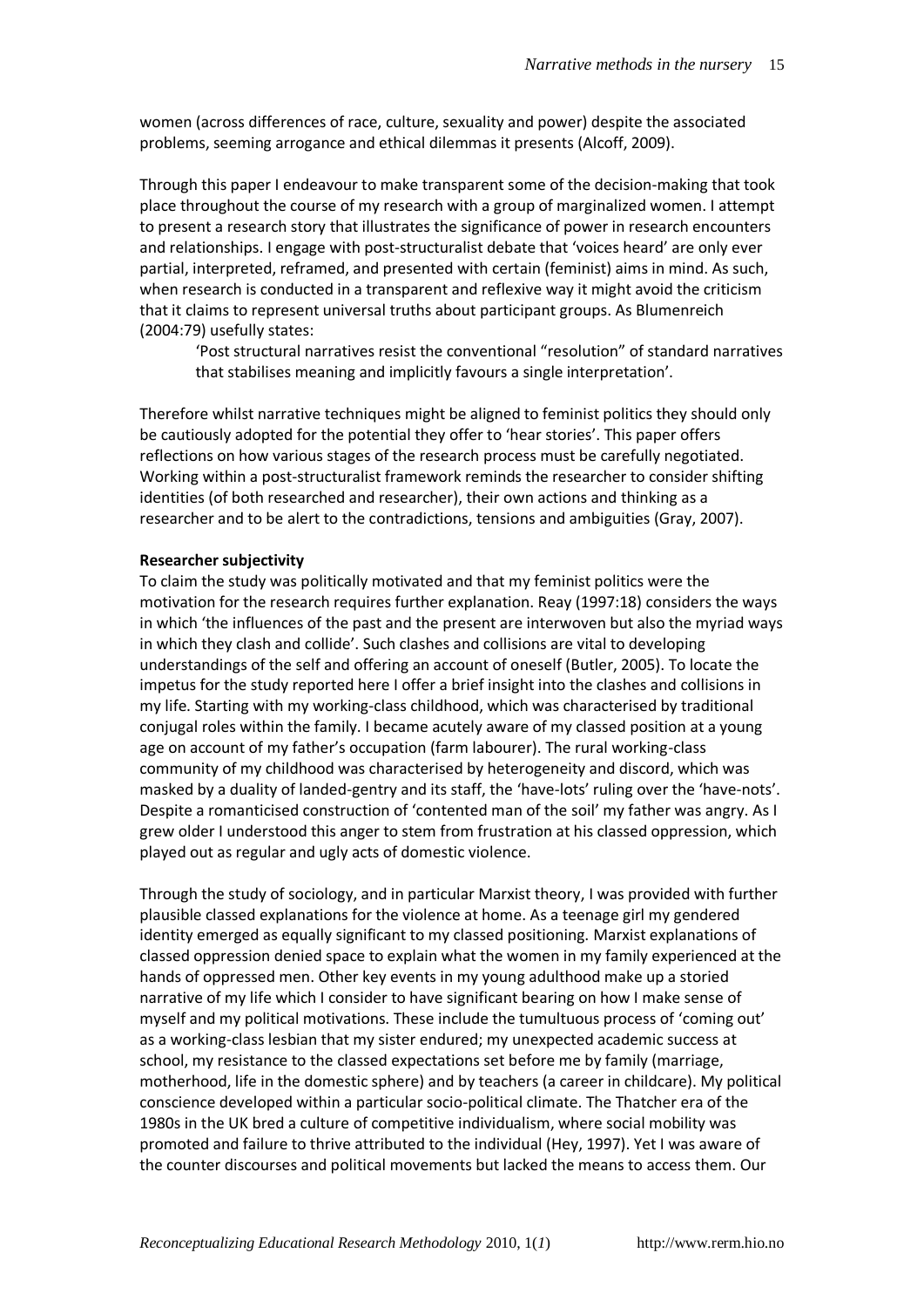women (across differences of race, culture, sexuality and power) despite the associated problems, seeming arrogance and ethical dilemmas it presents (Alcoff, 2009).

Through this paper I endeavour to make transparent some of the decision-making that took place throughout the course of my research with a group of marginalized women. I attempt to present a research story that illustrates the significance of power in research encounters and relationships. I engage with post-structuralist debate that 'voices heard' are only ever partial, interpreted, reframed, and presented with certain (feminist) aims in mind. As such, when research is conducted in a transparent and reflexive way it might avoid the criticism that it claims to represent universal truths about participant groups. As Blumenreich (2004:79) usefully states:

> 'Post structural narratives resist the conventional "resolution" of standard narratives that stabilises meaning and implicitly favours a single interpretation'.

Therefore whilst narrative techniques might be aligned to feminist politics they should only be cautiously adopted for the potential they offer to 'hear stories'. This paper offers reflections on how various stages of the research process must be carefully negotiated. Working within a post-structuralist framework reminds the researcher to consider shifting identities (of both researched and researcher), their own actions and thinking as a researcher and to be alert to the contradictions, tensions and ambiguities (Gray, 2007).

**Researcher subjectivity**

To claim the study was politically motivated and that my feminist politics were the motivation for the research requires further explanation. Reay (1997:18) considers the ways in which 'the influences of the past and the present are interwoven but also the myriad ways in which they clash and collide'. Such clashes and collisions are vital to developing understandings of the self and offering an account of oneself (Butler, 2005). To locate the impetus for the study reported here I offer a brief insight into the clashes and collisions in my life. Starting with my working-class childhood, which was characterised by traditional conjugal roles within the family. I became acutely aware of my classed position at a young age on account of my father's occupation (farm labourer). The rural working-class community of my childhood was characterised by heterogeneity and discord, which was masked by a duality of landed-gentry and its staff, the 'have-lots' ruling over the 'have-nots'. Despite a romanticised construction of 'contented man of the soil' my father was angry. As I grew older I understood this anger to stem from frustration at his classed oppression, which played out as regular and ugly acts of domestic violence.

Through the study of sociology, and in particular Marxist theory, I was provided with further plausible classed explanations for the violence at home. As a teenage girl my gendered identity emerged as equally significant to my classed positioning. Marxist explanations of classed oppression denied space to explain what the women in my family experienced at the hands of oppressed men. Other key events in my young adulthood make up a storied narrative of my life which I consider to have significant bearing on how I make sense of myself and my political motivations. These include the tumultuous process of 'coming out' as a working-class lesbian that my sister endured; my unexpected academic success at school, my resistance to the classed expectations set before me by family (marriage, motherhood, life in the domestic sphere) and by teachers (a career in childcare). My political conscience developed within a particular socio-political climate. The Thatcher era of the 1980s in the UK bred a culture of competitive individualism, where social mobility was promoted and failure to thrive attributed to the individual (Hey, 1997). Yet I was aware of the counter discourses and political movements but lacked the means to access them. Our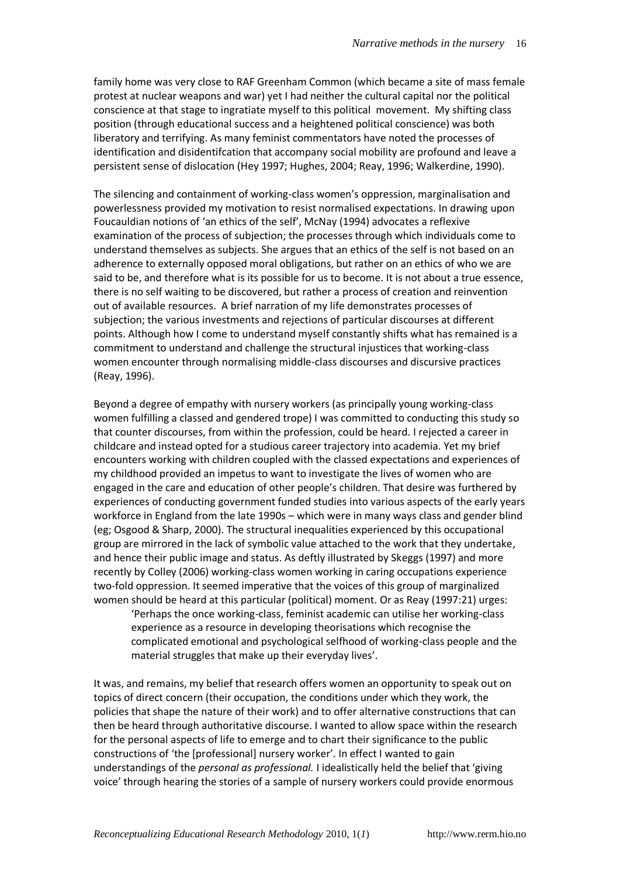family home was very close to RAF Greenham Common (which became a site of mass female protest at nuclear weapons and war) yet I had neither the cultural capital nor the political conscience at that stage to ingratiate myself to this political movement. My shifting class position (through educational success and a heightened political conscience) was both liberatory and terrifying. As many feminist commentators have noted the processes of identification and disidentifcation that accompany social mobility are profound and leave a persistent sense of dislocation (Hey 1997; Hughes, 2004; Reay, 1996; Walkerdine, 1990).

The silencing and containment of working-class women's oppression, marginalisation and powerlessness provided my motivation to resist normalised expectations. In drawing upon Foucauldian notions of 'an ethics of the self', McNay (1994) advocates a reflexive examination of the process of subjection; the processes through which individuals come to understand themselves as subjects. She argues that an ethics of the self is not based on an adherence to externally opposed moral obligations, but rather on an ethics of who we are said to be, and therefore what is its possible for us to become. It is not about a true essence, there is no self waiting to be discovered, but rather a process of creation and reinvention out of available resources. A brief narration of my life demonstrates processes of subjection; the various investments and rejections of particular discourses at different points. Although how I come to understand myself constantly shifts what has remained is a commitment to understand and challenge the structural injustices that working-class women encounter through normalising middle-class discourses and discursive practices (Reay, 1996).

Beyond a degree of empathy with nursery workers (as principally young working-class women fulfilling a classed and gendered trope) I was committed to conducting this study so that counter discourses, from within the profession, could be heard. I rejected a career in childcare and instead opted for a studious career trajectory into academia. Yet my brief encounters working with children coupled with the classed expectations and experiences of my childhood provided an impetus to want to investigate the lives of women who are engaged in the care and education of other people's children. That desire was furthered by experiences of conducting government funded studies into various aspects of the early years workforce in England from the late 1990s – which were in many ways class and gender blind (eg; Osgood & Sharp, 2000). The structural inequalities experienced by this occupational group are mirrored in the lack of symbolic value attached to the work that they undertake, and hence their public image and status. As deftly illustrated by Skeggs (1997) and more recently by Colley (2006) working-class women working in caring occupations experience two-fold oppression. It seemed imperative that the voices of this group of marginalized women should be heard at this particular (political) moment. Or as Reay (1997:21) urges:

> 'Perhaps the once working-class, feminist academic can utilise her working-class experience as a resource in developing theorisations which recognise the complicated emotional and psychological selfhood of working-class people and the material struggles that make up their everyday lives'.

It was, and remains, my belief that research offers women an opportunity to speak out on topics of direct concern (their occupation, the conditions under which they work, the policies that shape the nature of their work) and to offer alternative constructions that can then be heard through authoritative discourse. I wanted to allow space within the research for the personal aspects of life to emerge and to chart their significance to the public constructions of 'the [professional] nursery worker'. In effect I wanted to gain understandings of the *personal as professional.* I idealistically held the belief that 'giving voice' through hearing the stories of a sample of nursery workers could provide enormous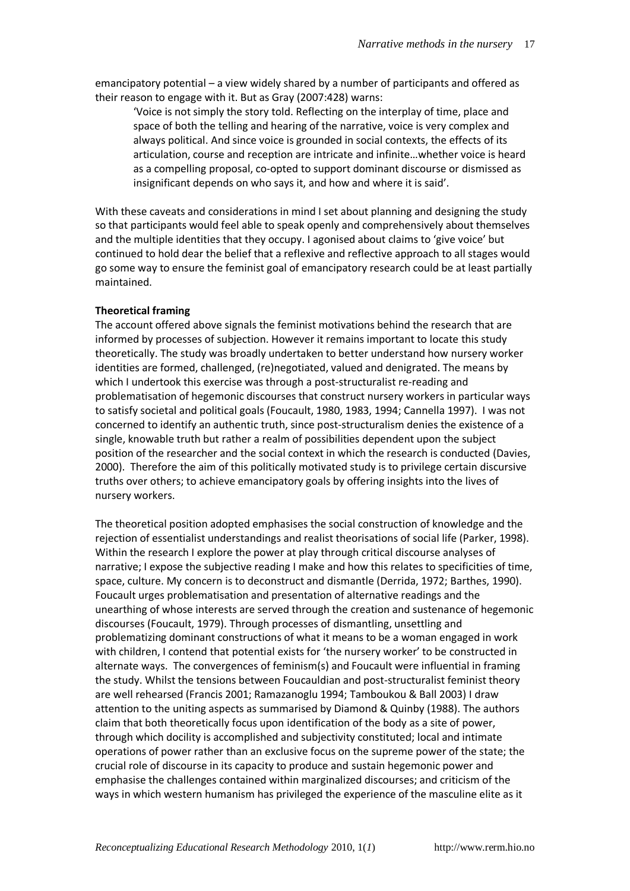emancipatory potential – a view widely shared by a number of participants and offered as their reason to engage with it. But as Gray (2007:428) warns:

> 'Voice is not simply the story told. Reflecting on the interplay of time, place and space of both the telling and hearing of the narrative, voice is very complex and always political. And since voice is grounded in social contexts, the effects of its articulation, course and reception are intricate and infinite…whether voice is heard as a compelling proposal, co-opted to support dominant discourse or dismissed as insignificant depends on who says it, and how and where it is said'.

With these caveats and considerations in mind I set about planning and designing the study so that participants would feel able to speak openly and comprehensively about themselves and the multiple identities that they occupy. I agonised about claims to 'give voice' but continued to hold dear the belief that a reflexive and reflective approach to all stages would go some way to ensure the feminist goal of emancipatory research could be at least partially maintained.

**Theoretical framing**

The account offered above signals the feminist motivations behind the research that are informed by processes of subjection. However it remains important to locate this study theoretically. The study was broadly undertaken to better understand how nursery worker identities are formed, challenged, (re)negotiated, valued and denigrated. The means by which I undertook this exercise was through a post-structuralist re-reading and problematisation of hegemonic discourses that construct nursery workers in particular ways to satisfy societal and political goals (Foucault, 1980, 1983, 1994; Cannella 1997). I was not concerned to identify an authentic truth, since post-structuralism denies the existence of a single, knowable truth but rather a realm of possibilities dependent upon the subject position of the researcher and the social context in which the research is conducted (Davies, 2000). Therefore the aim of this politically motivated study is to privilege certain discursive truths over others; to achieve emancipatory goals by offering insights into the lives of nursery workers.

The theoretical position adopted emphasises the social construction of knowledge and the rejection of essentialist understandings and realist theorisations of social life (Parker, 1998). Within the research I explore the power at play through critical discourse analyses of narrative; I expose the subjective reading I make and how this relates to specificities of time, space, culture. My concern is to deconstruct and dismantle (Derrida, 1972; Barthes, 1990). Foucault urges problematisation and presentation of alternative readings and the unearthing of whose interests are served through the creation and sustenance of hegemonic discourses (Foucault, 1979). Through processes of dismantling, unsettling and problematizing dominant constructions of what it means to be a woman engaged in work with children, I contend that potential exists for 'the nursery worker' to be constructed in alternate ways. The convergences of feminism(s) and Foucault were influential in framing the study. Whilst the tensions between Foucauldian and post-structuralist feminist theory are well rehearsed (Francis 2001; Ramazanoglu 1994; Tamboukou & Ball 2003) I draw attention to the uniting aspects as summarised by Diamond & Quinby (1988). The authors claim that both theoretically focus upon identification of the body as a site of power, through which docility is accomplished and subjectivity constituted; local and intimate operations of power rather than an exclusive focus on the supreme power of the state; the crucial role of discourse in its capacity to produce and sustain hegemonic power and emphasise the challenges contained within marginalized discourses; and criticism of the ways in which western humanism has privileged the experience of the masculine elite as it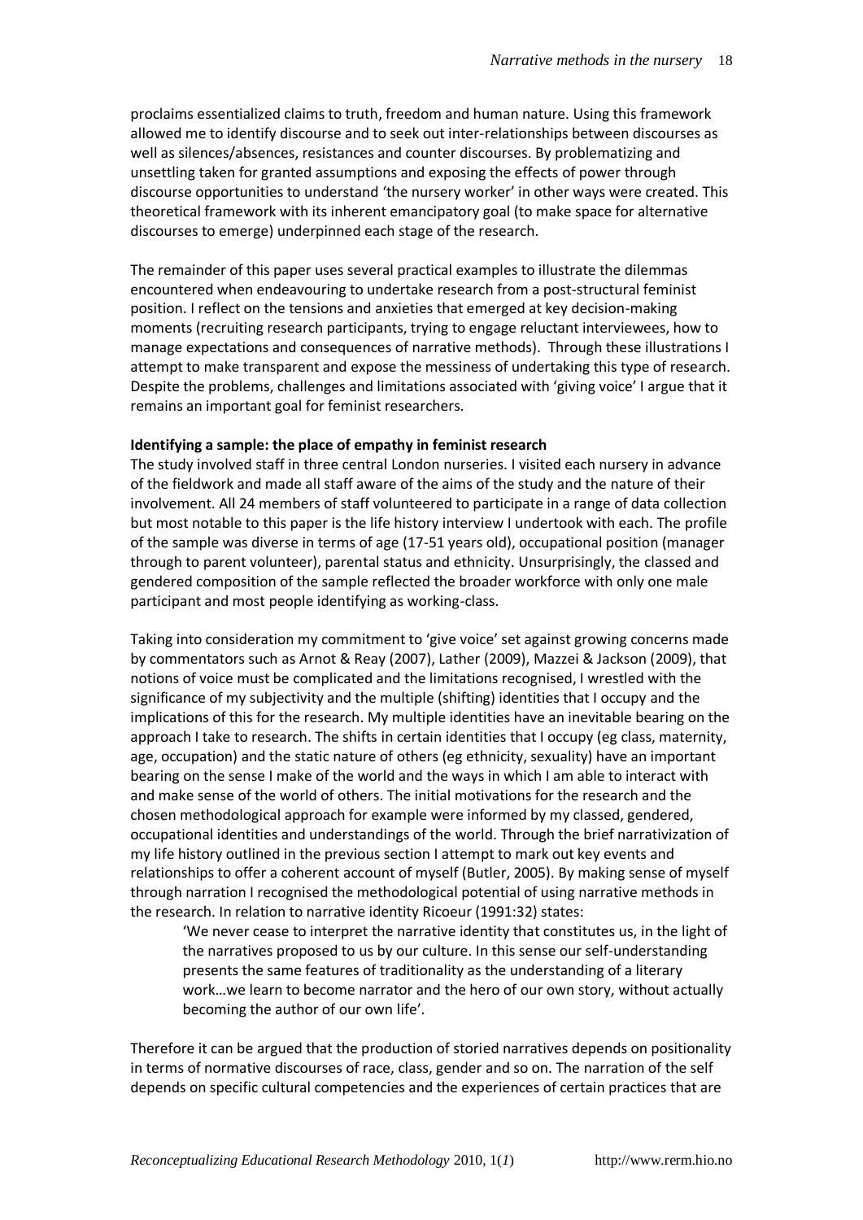proclaims essentialized claims to truth, freedom and human nature. Using this framework allowed me to identify discourse and to seek out inter-relationships between discourses as well as silences/absences, resistances and counter discourses. By problematizing and unsettling taken for granted assumptions and exposing the effects of power through discourse opportunities to understand 'the nursery worker' in other ways were created. This theoretical framework with its inherent emancipatory goal (to make space for alternative discourses to emerge) underpinned each stage of the research.

The remainder of this paper uses several practical examples to illustrate the dilemmas encountered when endeavouring to undertake research from a post-structural feminist position. I reflect on the tensions and anxieties that emerged at key decision-making moments (recruiting research participants, trying to engage reluctant interviewees, how to manage expectations and consequences of narrative methods). Through these illustrations I attempt to make transparent and expose the messiness of undertaking this type of research. Despite the problems, challenges and limitations associated with 'giving voice' I argue that it remains an important goal for feminist researchers.

**Identifying a sample: the place of empathy in feminist research**

The study involved staff in three central London nurseries. I visited each nursery in advance of the fieldwork and made all staff aware of the aims of the study and the nature of their involvement. All 24 members of staff volunteered to participate in a range of data collection but most notable to this paper is the life history interview I undertook with each. The profile of the sample was diverse in terms of age (17-51 years old), occupational position (manager through to parent volunteer), parental status and ethnicity. Unsurprisingly, the classed and gendered composition of the sample reflected the broader workforce with only one male participant and most people identifying as working-class.

Taking into consideration my commitment to 'give voice' set against growing concerns made by commentators such as Arnot & Reay (2007), Lather (2009), Mazzei & Jackson (2009), that notions of voice must be complicated and the limitations recognised, I wrestled with the significance of my subjectivity and the multiple (shifting) identities that I occupy and the implications of this for the research. My multiple identities have an inevitable bearing on the approach I take to research. The shifts in certain identities that I occupy (eg class, maternity, age, occupation) and the static nature of others (eg ethnicity, sexuality) have an important bearing on the sense I make of the world and the ways in which I am able to interact with and make sense of the world of others. The initial motivations for the research and the chosen methodological approach for example were informed by my classed, gendered, occupational identities and understandings of the world. Through the brief narrativization of my life history outlined in the previous section I attempt to mark out key events and relationships to offer a coherent account of myself (Butler, 2005). By making sense of myself through narration I recognised the methodological potential of using narrative methods in the research. In relation to narrative identity Ricoeur (1991:32) states:

> 'We never cease to interpret the narrative identity that constitutes us, in the light of the narratives proposed to us by our culture. In this sense our self-understanding presents the same features of traditionality as the understanding of a literary work…we learn to become narrator and the hero of our own story, without actually becoming the author of our own life'.

Therefore it can be argued that the production of storied narratives depends on positionality in terms of normative discourses of race, class, gender and so on. The narration of the self depends on specific cultural competencies and the experiences of certain practices that are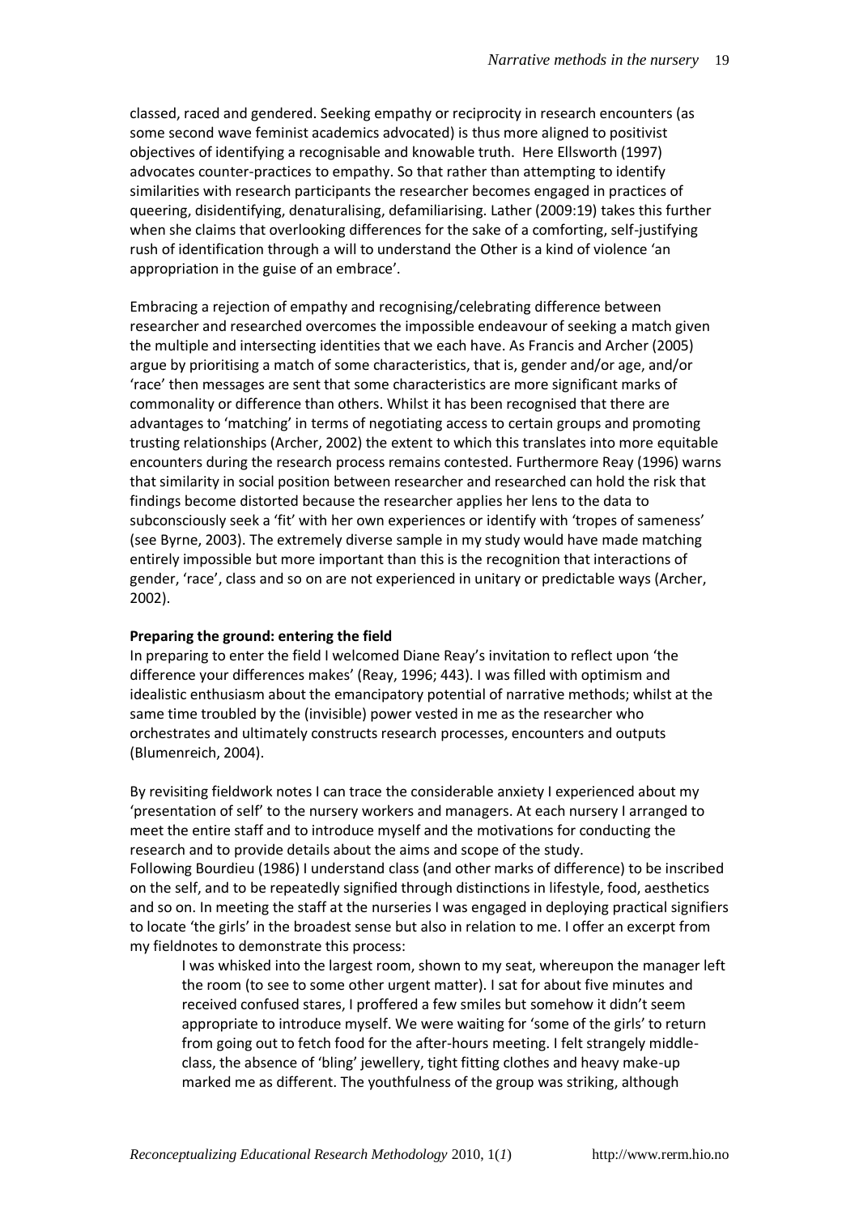classed, raced and gendered. Seeking empathy or reciprocity in research encounters (as some second wave feminist academics advocated) is thus more aligned to positivist objectives of identifying a recognisable and knowable truth. Here Ellsworth (1997) advocates counter-practices to empathy. So that rather than attempting to identify similarities with research participants the researcher becomes engaged in practices of queering, disidentifying, denaturalising, defamiliarising. Lather (2009:19) takes this further when she claims that overlooking differences for the sake of a comforting, self-justifying rush of identification through a will to understand the Other is a kind of violence 'an appropriation in the guise of an embrace'.

Embracing a rejection of empathy and recognising/celebrating difference between researcher and researched overcomes the impossible endeavour of seeking a match given the multiple and intersecting identities that we each have. As Francis and Archer (2005) argue by prioritising a match of some characteristics, that is, gender and/or age, and/or 'race' then messages are sent that some characteristics are more significant marks of commonality or difference than others. Whilst it has been recognised that there are advantages to 'matching' in terms of negotiating access to certain groups and promoting trusting relationships (Archer, 2002) the extent to which this translates into more equitable encounters during the research process remains contested. Furthermore Reay (1996) warns that similarity in social position between researcher and researched can hold the risk that findings become distorted because the researcher applies her lens to the data to subconsciously seek a 'fit' with her own experiences or identify with 'tropes of sameness' (see Byrne, 2003). The extremely diverse sample in my study would have made matching entirely impossible but more important than this is the recognition that interactions of gender, 'race', class and so on are not experienced in unitary or predictable ways (Archer, 2002).

**Preparing the ground: entering the field**

In preparing to enter the field I welcomed Diane Reay's invitation to reflect upon 'the difference your differences makes' (Reay, 1996; 443). I was filled with optimism and idealistic enthusiasm about the emancipatory potential of narrative methods; whilst at the same time troubled by the (invisible) power vested in me as the researcher who orchestrates and ultimately constructs research processes, encounters and outputs (Blumenreich, 2004).

By revisiting fieldwork notes I can trace the considerable anxiety I experienced about my 'presentation of self' to the nursery workers and managers. At each nursery I arranged to meet the entire staff and to introduce myself and the motivations for conducting the research and to provide details about the aims and scope of the study.
Following Bourdieu (1986) I understand class (and other marks of difference) to be inscribed on the self, and to be repeatedly signified through distinctions in lifestyle, food, aesthetics and so on. In meeting the staff at the nurseries I was engaged in deploying practical signifiers to locate 'the girls' in the broadest sense but also in relation to me. I offer an excerpt from my fieldnotes to demonstrate this process:

> I was whisked into the largest room, shown to my seat, whereupon the manager left the room (to see to some other urgent matter). I sat for about five minutes and received confused stares, I proffered a few smiles but somehow it didn't seem appropriate to introduce myself. We were waiting for 'some of the girls' to return from going out to fetch food for the after-hours meeting. I felt strangely middle-class, the absence of 'bling' jewellery, tight fitting clothes and heavy make-up marked me as different. The youthfulness of the group was striking, although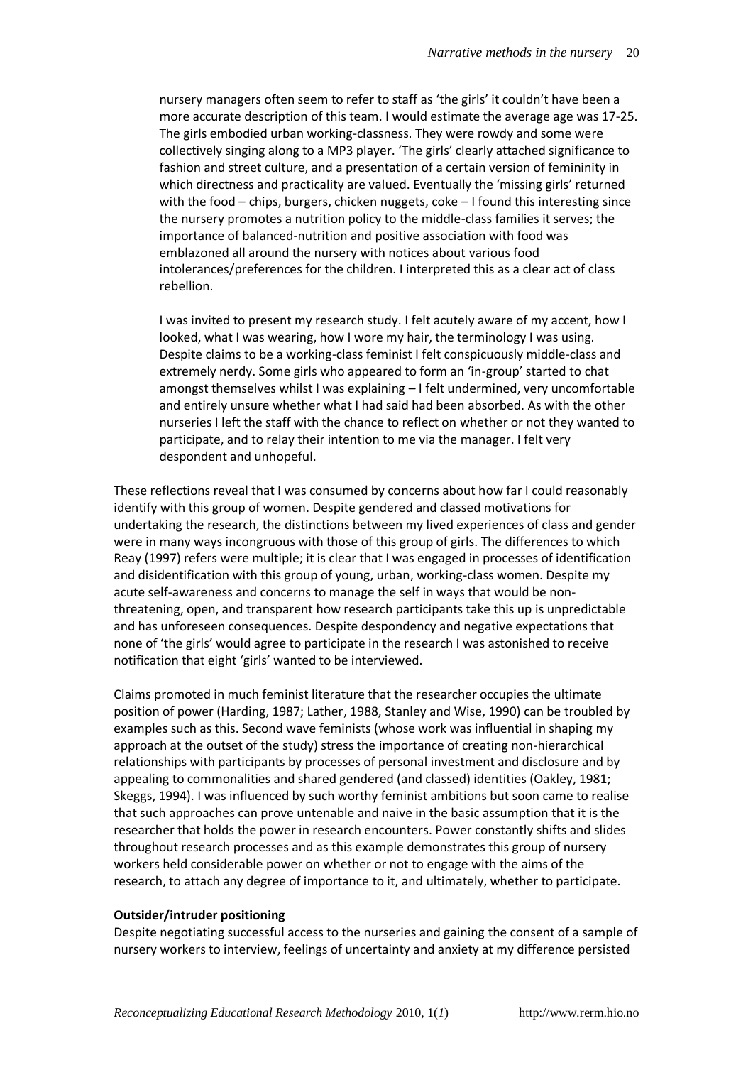> nursery managers often seem to refer to staff as 'the girls' it couldn't have been a more accurate description of this team. I would estimate the average age was 17-25. The girls embodied urban working-classness. They were rowdy and some were collectively singing along to a MP3 player. 'The girls' clearly attached significance to fashion and street culture, and a presentation of a certain version of femininity in which directness and practicality are valued. Eventually the 'missing girls' returned with the food – chips, burgers, chicken nuggets, coke – I found this interesting since the nursery promotes a nutrition policy to the middle-class families it serves; the importance of balanced-nutrition and positive association with food was emblazoned all around the nursery with notices about various food intolerances/preferences for the children. I interpreted this as a clear act of class rebellion.
>
> I was invited to present my research study. I felt acutely aware of my accent, how I looked, what I was wearing, how I wore my hair, the terminology I was using. Despite claims to be a working-class feminist I felt conspicuously middle-class and extremely nerdy. Some girls who appeared to form an 'in-group' started to chat amongst themselves whilst I was explaining – I felt undermined, very uncomfortable and entirely unsure whether what I had said had been absorbed. As with the other nurseries I left the staff with the chance to reflect on whether or not they wanted to participate, and to relay their intention to me via the manager. I felt very despondent and unhopeful.

These reflections reveal that I was consumed by concerns about how far I could reasonably identify with this group of women. Despite gendered and classed motivations for undertaking the research, the distinctions between my lived experiences of class and gender were in many ways incongruous with those of this group of girls. The differences to which Reay (1997) refers were multiple; it is clear that I was engaged in processes of identification and disidentification with this group of young, urban, working-class women. Despite my acute self-awareness and concerns to manage the self in ways that would be non-threatening, open, and transparent how research participants take this up is unpredictable and has unforeseen consequences. Despite despondency and negative expectations that none of 'the girls' would agree to participate in the research I was astonished to receive notification that eight 'girls' wanted to be interviewed.

Claims promoted in much feminist literature that the researcher occupies the ultimate position of power (Harding, 1987; Lather, 1988, Stanley and Wise, 1990) can be troubled by examples such as this. Second wave feminists (whose work was influential in shaping my approach at the outset of the study) stress the importance of creating non-hierarchical relationships with participants by processes of personal investment and disclosure and by appealing to commonalities and shared gendered (and classed) identities (Oakley, 1981; Skeggs, 1994). I was influenced by such worthy feminist ambitions but soon came to realise that such approaches can prove untenable and naive in the basic assumption that it is the researcher that holds the power in research encounters. Power constantly shifts and slides throughout research processes and as this example demonstrates this group of nursery workers held considerable power on whether or not to engage with the aims of the research, to attach any degree of importance to it, and ultimately, whether to participate.

**Outsider/intruder positioning**

Despite negotiating successful access to the nurseries and gaining the consent of a sample of nursery workers to interview, feelings of uncertainty and anxiety at my difference persisted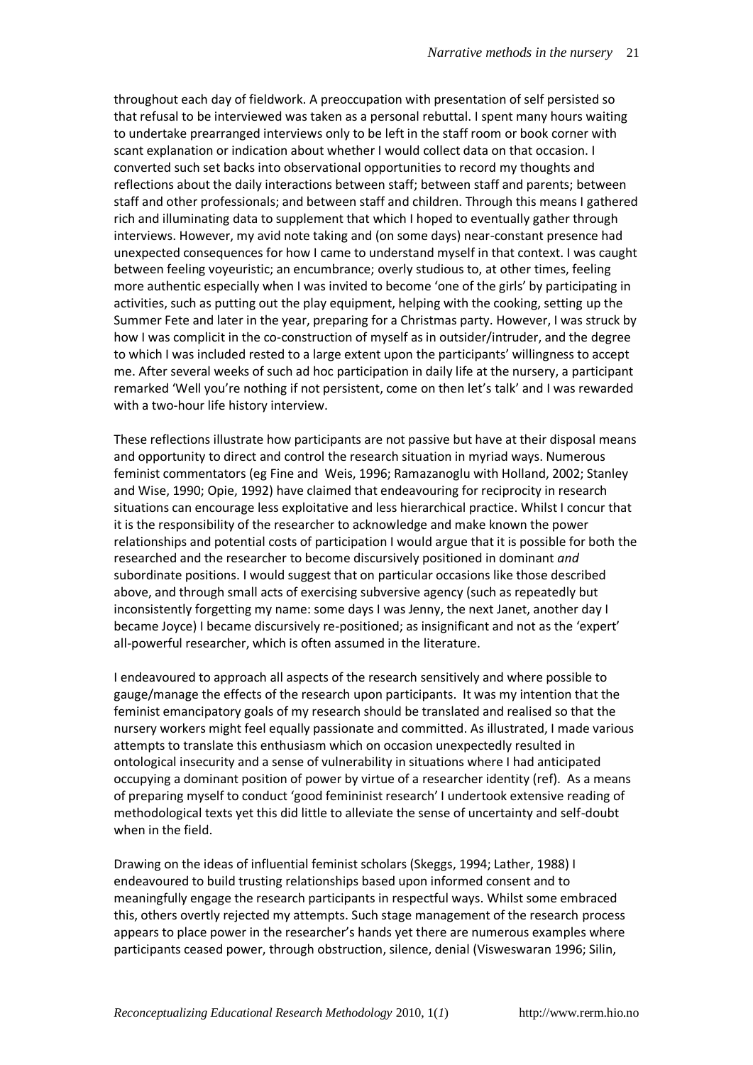throughout each day of fieldwork. A preoccupation with presentation of self persisted so that refusal to be interviewed was taken as a personal rebuttal. I spent many hours waiting to undertake prearranged interviews only to be left in the staff room or book corner with scant explanation or indication about whether I would collect data on that occasion. I converted such set backs into observational opportunities to record my thoughts and reflections about the daily interactions between staff; between staff and parents; between staff and other professionals; and between staff and children. Through this means I gathered rich and illuminating data to supplement that which I hoped to eventually gather through interviews. However, my avid note taking and (on some days) near-constant presence had unexpected consequences for how I came to understand myself in that context. I was caught between feeling voyeuristic; an encumbrance; overly studious to, at other times, feeling more authentic especially when I was invited to become 'one of the girls' by participating in activities, such as putting out the play equipment, helping with the cooking, setting up the Summer Fete and later in the year, preparing for a Christmas party. However, I was struck by how I was complicit in the co-construction of myself as in outsider/intruder, and the degree to which I was included rested to a large extent upon the participants' willingness to accept me. After several weeks of such ad hoc participation in daily life at the nursery, a participant remarked 'Well you're nothing if not persistent, come on then let's talk' and I was rewarded with a two-hour life history interview.

These reflections illustrate how participants are not passive but have at their disposal means and opportunity to direct and control the research situation in myriad ways. Numerous feminist commentators (eg Fine and Weis, 1996; Ramazanoglu with Holland, 2002; Stanley and Wise, 1990; Opie, 1992) have claimed that endeavouring for reciprocity in research situations can encourage less exploitative and less hierarchical practice. Whilst I concur that it is the responsibility of the researcher to acknowledge and make known the power relationships and potential costs of participation I would argue that it is possible for both the researched and the researcher to become discursively positioned in dominant *and* subordinate positions. I would suggest that on particular occasions like those described above, and through small acts of exercising subversive agency (such as repeatedly but inconsistently forgetting my name: some days I was Jenny, the next Janet, another day I became Joyce) I became discursively re-positioned; as insignificant and not as the 'expert' all-powerful researcher, which is often assumed in the literature.

I endeavoured to approach all aspects of the research sensitively and where possible to gauge/manage the effects of the research upon participants. It was my intention that the feminist emancipatory goals of my research should be translated and realised so that the nursery workers might feel equally passionate and committed. As illustrated, I made various attempts to translate this enthusiasm which on occasion unexpectedly resulted in ontological insecurity and a sense of vulnerability in situations where I had anticipated occupying a dominant position of power by virtue of a researcher identity (ref). As a means of preparing myself to conduct 'good femininist research' I undertook extensive reading of methodological texts yet this did little to alleviate the sense of uncertainty and self-doubt when in the field.

Drawing on the ideas of influential feminist scholars (Skeggs, 1994; Lather, 1988) I endeavoured to build trusting relationships based upon informed consent and to meaningfully engage the research participants in respectful ways. Whilst some embraced this, others overtly rejected my attempts. Such stage management of the research process appears to place power in the researcher's hands yet there are numerous examples where participants ceased power, through obstruction, silence, denial (Visweswaran 1996; Silin,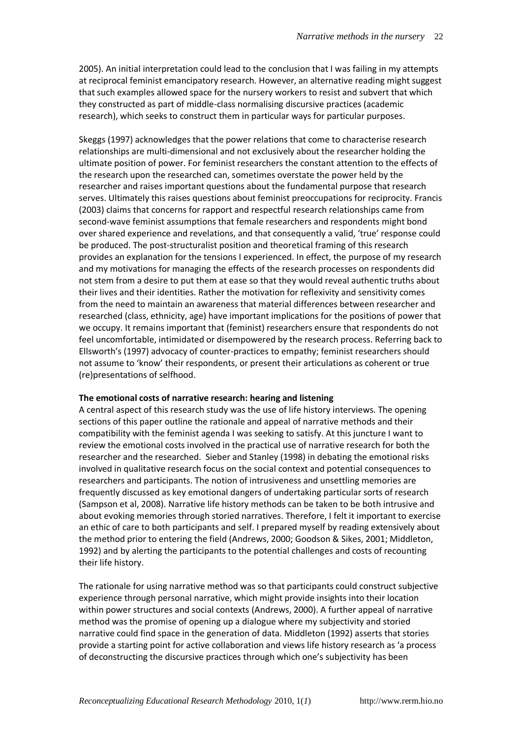2005). An initial interpretation could lead to the conclusion that I was failing in my attempts at reciprocal feminist emancipatory research. However, an alternative reading might suggest that such examples allowed space for the nursery workers to resist and subvert that which they constructed as part of middle-class normalising discursive practices (academic research), which seeks to construct them in particular ways for particular purposes.

Skeggs (1997) acknowledges that the power relations that come to characterise research relationships are multi-dimensional and not exclusively about the researcher holding the ultimate position of power. For feminist researchers the constant attention to the effects of the research upon the researched can, sometimes overstate the power held by the researcher and raises important questions about the fundamental purpose that research serves. Ultimately this raises questions about feminist preoccupations for reciprocity. Francis (2003) claims that concerns for rapport and respectful research relationships came from second-wave feminist assumptions that female researchers and respondents might bond over shared experience and revelations, and that consequently a valid, 'true' response could be produced. The post-structuralist position and theoretical framing of this research provides an explanation for the tensions I experienced. In effect, the purpose of my research and my motivations for managing the effects of the research processes on respondents did not stem from a desire to put them at ease so that they would reveal authentic truths about their lives and their identities. Rather the motivation for reflexivity and sensitivity comes from the need to maintain an awareness that material differences between researcher and researched (class, ethnicity, age) have important implications for the positions of power that we occupy. It remains important that (feminist) researchers ensure that respondents do not feel uncomfortable, intimidated or disempowered by the research process. Referring back to Ellsworth's (1997) advocacy of counter-practices to empathy; feminist researchers should not assume to 'know' their respondents, or present their articulations as coherent or true (re)presentations of selfhood.

**The emotional costs of narrative research: hearing and listening**

A central aspect of this research study was the use of life history interviews. The opening sections of this paper outline the rationale and appeal of narrative methods and their compatibility with the feminist agenda I was seeking to satisfy. At this juncture I want to review the emotional costs involved in the practical use of narrative research for both the researcher and the researched. Sieber and Stanley (1998) in debating the emotional risks involved in qualitative research focus on the social context and potential consequences to researchers and participants. The notion of intrusiveness and unsettling memories are frequently discussed as key emotional dangers of undertaking particular sorts of research (Sampson et al, 2008). Narrative life history methods can be taken to be both intrusive and about evoking memories through storied narratives. Therefore, I felt it important to exercise an ethic of care to both participants and self. I prepared myself by reading extensively about the method prior to entering the field (Andrews, 2000; Goodson & Sikes, 2001; Middleton, 1992) and by alerting the participants to the potential challenges and costs of recounting their life history.

The rationale for using narrative method was so that participants could construct subjective experience through personal narrative, which might provide insights into their location within power structures and social contexts (Andrews, 2000). A further appeal of narrative method was the promise of opening up a dialogue where my subjectivity and storied narrative could find space in the generation of data. Middleton (1992) asserts that stories provide a starting point for active collaboration and views life history research as 'a process of deconstructing the discursive practices through which one's subjectivity has been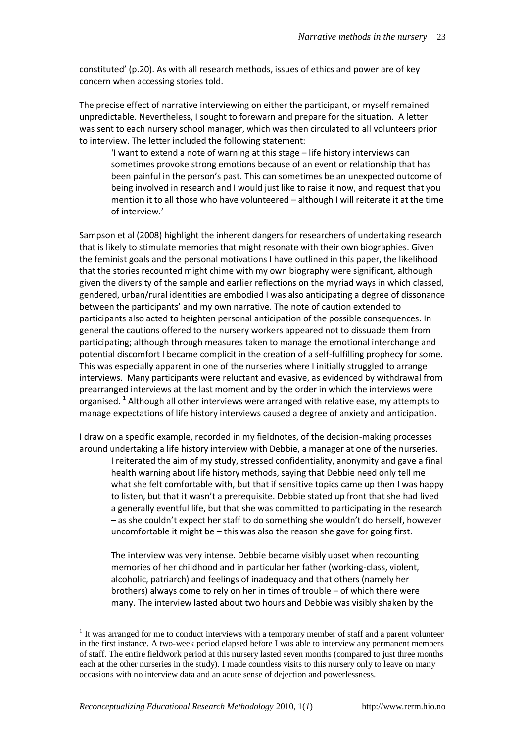constituted' (p.20). As with all research methods, issues of ethics and power are of key concern when accessing stories told.

The precise effect of narrative interviewing on either the participant, or myself remained unpredictable. Nevertheless, I sought to forewarn and prepare for the situation. A letter was sent to each nursery school manager, which was then circulated to all volunteers prior to interview. The letter included the following statement:

> 'I want to extend a note of warning at this stage – life history interviews can sometimes provoke strong emotions because of an event or relationship that has been painful in the person's past. This can sometimes be an unexpected outcome of being involved in research and I would just like to raise it now, and request that you mention it to all those who have volunteered – although I will reiterate it at the time of interview.'

Sampson et al (2008) highlight the inherent dangers for researchers of undertaking research that is likely to stimulate memories that might resonate with their own biographies. Given the feminist goals and the personal motivations I have outlined in this paper, the likelihood that the stories recounted might chime with my own biography were significant, although given the diversity of the sample and earlier reflections on the myriad ways in which classed, gendered, urban/rural identities are embodied I was also anticipating a degree of dissonance between the participants' and my own narrative. The note of caution extended to participants also acted to heighten personal anticipation of the possible consequences. In general the cautions offered to the nursery workers appeared not to dissuade them from participating; although through measures taken to manage the emotional interchange and potential discomfort I became complicit in the creation of a self-fulfilling prophecy for some. This was especially apparent in one of the nurseries where I initially struggled to arrange interviews. Many participants were reluctant and evasive, as evidenced by withdrawal from prearranged interviews at the last moment and by the order in which the interviews were organised. [1] Although all other interviews were arranged with relative ease, my attempts to manage expectations of life history interviews caused a degree of anxiety and anticipation.

I draw on a specific example, recorded in my fieldnotes, of the decision-making processes around undertaking a life history interview with Debbie, a manager at one of the nurseries.

> I reiterated the aim of my study, stressed confidentiality, anonymity and gave a final health warning about life history methods, saying that Debbie need only tell me what she felt comfortable with, but that if sensitive topics came up then I was happy to listen, but that it wasn't a prerequisite. Debbie stated up front that she had lived a generally eventful life, but that she was committed to participating in the research – as she couldn't expect her staff to do something she wouldn't do herself, however uncomfortable it might be – this was also the reason she gave for going first.
>
> The interview was very intense. Debbie became visibly upset when recounting memories of her childhood and in particular her father (working-class, violent, alcoholic, patriarch) and feelings of inadequacy and that others (namely her brothers) always come to rely on her in times of trouble – of which there were many. The interview lasted about two hours and Debbie was visibly shaken by the

[1] It was arranged for me to conduct interviews with a temporary member of staff and a parent volunteer in the first instance. A two-week period elapsed before I was able to interview any permanent members of staff. The entire fieldwork period at this nursery lasted seven months (compared to just three months each at the other nurseries in the study). I made countless visits to this nursery only to leave on many occasions with no interview data and an acute sense of dejection and powerlessness.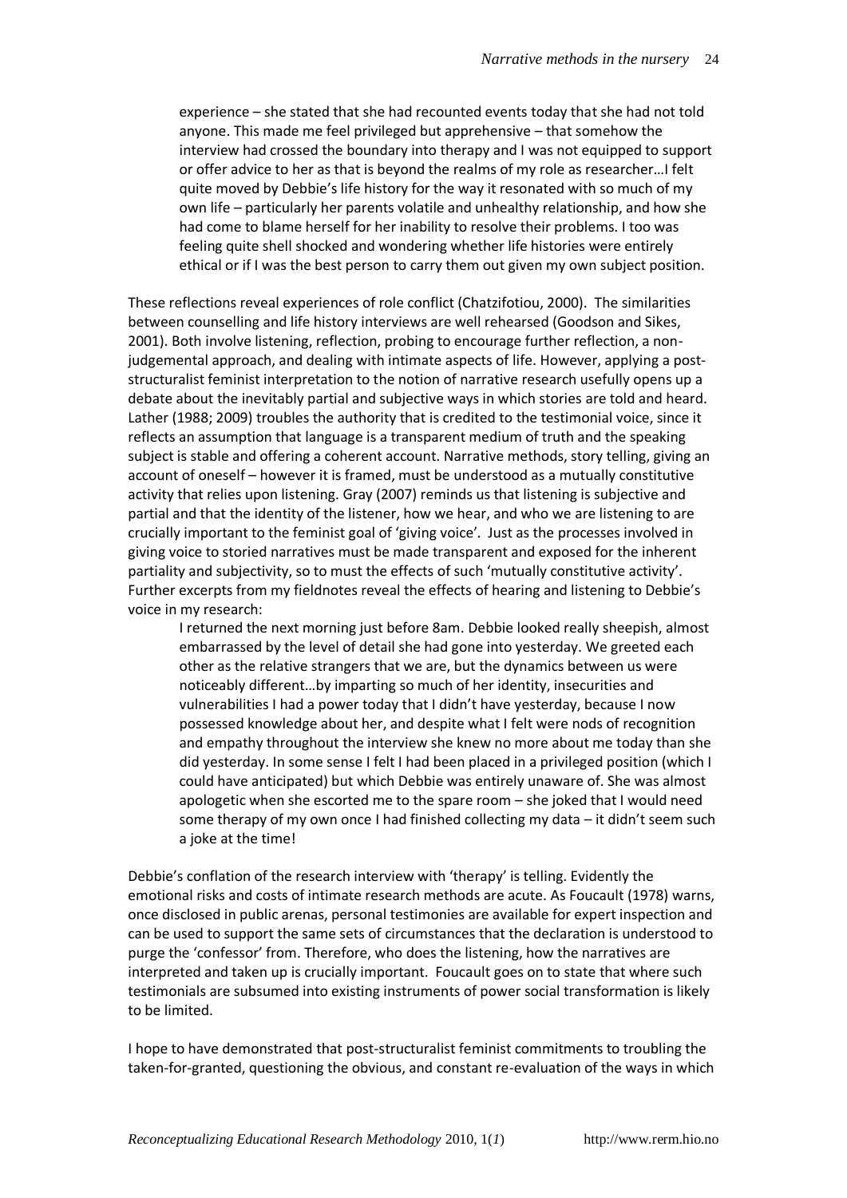> experience – she stated that she had recounted events today that she had not told anyone. This made me feel privileged but apprehensive – that somehow the interview had crossed the boundary into therapy and I was not equipped to support or offer advice to her as that is beyond the realms of my role as researcher…I felt quite moved by Debbie's life history for the way it resonated with so much of my own life – particularly her parents volatile and unhealthy relationship, and how she had come to blame herself for her inability to resolve their problems. I too was feeling quite shell shocked and wondering whether life histories were entirely ethical or if I was the best person to carry them out given my own subject position.

These reflections reveal experiences of role conflict (Chatzifotiou, 2000). The similarities between counselling and life history interviews are well rehearsed (Goodson and Sikes, 2001). Both involve listening, reflection, probing to encourage further reflection, a non-judgemental approach, and dealing with intimate aspects of life. However, applying a post-structuralist feminist interpretation to the notion of narrative research usefully opens up a debate about the inevitably partial and subjective ways in which stories are told and heard. Lather (1988; 2009) troubles the authority that is credited to the testimonial voice, since it reflects an assumption that language is a transparent medium of truth and the speaking subject is stable and offering a coherent account. Narrative methods, story telling, giving an account of oneself – however it is framed, must be understood as a mutually constitutive activity that relies upon listening. Gray (2007) reminds us that listening is subjective and partial and that the identity of the listener, how we hear, and who we are listening to are crucially important to the feminist goal of 'giving voice'. Just as the processes involved in giving voice to storied narratives must be made transparent and exposed for the inherent partiality and subjectivity, so to must the effects of such 'mutually constitutive activity'. Further excerpts from my fieldnotes reveal the effects of hearing and listening to Debbie's voice in my research:

> I returned the next morning just before 8am. Debbie looked really sheepish, almost embarrassed by the level of detail she had gone into yesterday. We greeted each other as the relative strangers that we are, but the dynamics between us were noticeably different…by imparting so much of her identity, insecurities and vulnerabilities I had a power today that I didn't have yesterday, because I now possessed knowledge about her, and despite what I felt were nods of recognition and empathy throughout the interview she knew no more about me today than she did yesterday. In some sense I felt I had been placed in a privileged position (which I could have anticipated) but which Debbie was entirely unaware of. She was almost apologetic when she escorted me to the spare room – she joked that I would need some therapy of my own once I had finished collecting my data – it didn't seem such a joke at the time!

Debbie's conflation of the research interview with 'therapy' is telling. Evidently the emotional risks and costs of intimate research methods are acute. As Foucault (1978) warns, once disclosed in public arenas, personal testimonies are available for expert inspection and can be used to support the same sets of circumstances that the declaration is understood to purge the 'confessor' from. Therefore, who does the listening, how the narratives are interpreted and taken up is crucially important. Foucault goes on to state that where such testimonials are subsumed into existing instruments of power social transformation is likely to be limited.

I hope to have demonstrated that post-structuralist feminist commitments to troubling the taken-for-granted, questioning the obvious, and constant re-evaluation of the ways in which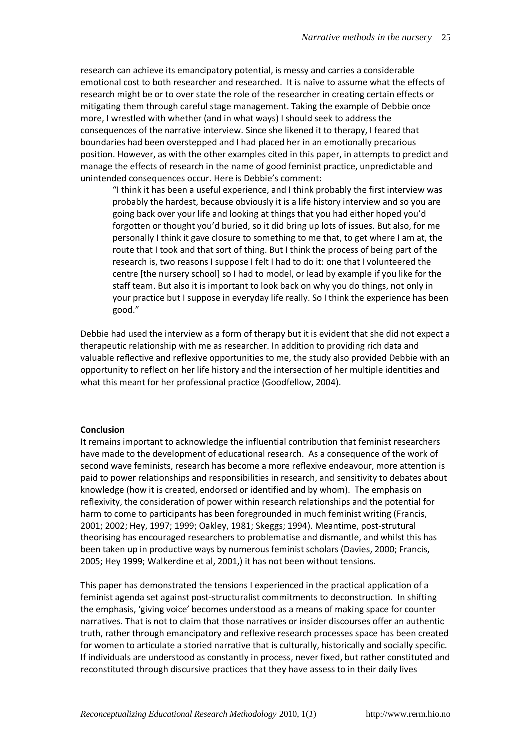research can achieve its emancipatory potential, is messy and carries a considerable emotional cost to both researcher and researched. It is naïve to assume what the effects of research might be or to over state the role of the researcher in creating certain effects or mitigating them through careful stage management. Taking the example of Debbie once more, I wrestled with whether (and in what ways) I should seek to address the consequences of the narrative interview. Since she likened it to therapy, I feared that boundaries had been overstepped and I had placed her in an emotionally precarious position. However, as with the other examples cited in this paper, in attempts to predict and manage the effects of research in the name of good feminist practice, unpredictable and unintended consequences occur. Here is Debbie's comment:

> "I think it has been a useful experience, and I think probably the first interview was probably the hardest, because obviously it is a life history interview and so you are going back over your life and looking at things that you had either hoped you'd forgotten or thought you'd buried, so it did bring up lots of issues. But also, for me personally I think it gave closure to something to me that, to get where I am at, the route that I took and that sort of thing. But I think the process of being part of the research is, two reasons I suppose I felt I had to do it: one that I volunteered the centre [the nursery school] so I had to model, or lead by example if you like for the staff team. But also it is important to look back on why you do things, not only in your practice but I suppose in everyday life really. So I think the experience has been good."

Debbie had used the interview as a form of therapy but it is evident that she did not expect a therapeutic relationship with me as researcher. In addition to providing rich data and valuable reflective and reflexive opportunities to me, the study also provided Debbie with an opportunity to reflect on her life history and the intersection of her multiple identities and what this meant for her professional practice (Goodfellow, 2004).

**Conclusion**

It remains important to acknowledge the influential contribution that feminist researchers have made to the development of educational research. As a consequence of the work of second wave feminists, research has become a more reflexive endeavour, more attention is paid to power relationships and responsibilities in research, and sensitivity to debates about knowledge (how it is created, endorsed or identified and by whom). The emphasis on reflexivity, the consideration of power within research relationships and the potential for harm to come to participants has been foregrounded in much feminist writing (Francis, 2001; 2002; Hey, 1997; 1999; Oakley, 1981; Skeggs; 1994). Meantime, post-strutural theorising has encouraged researchers to problematise and dismantle, and whilst this has been taken up in productive ways by numerous feminist scholars (Davies, 2000; Francis, 2005; Hey 1999; Walkerdine et al, 2001,) it has not been without tensions.

This paper has demonstrated the tensions I experienced in the practical application of a feminist agenda set against post-structuralist commitments to deconstruction. In shifting the emphasis, 'giving voice' becomes understood as a means of making space for counter narratives. That is not to claim that those narratives or insider discourses offer an authentic truth, rather through emancipatory and reflexive research processes space has been created for women to articulate a storied narrative that is culturally, historically and socially specific. If individuals are understood as constantly in process, never fixed, but rather constituted and reconstituted through discursive practices that they have assess to in their daily lives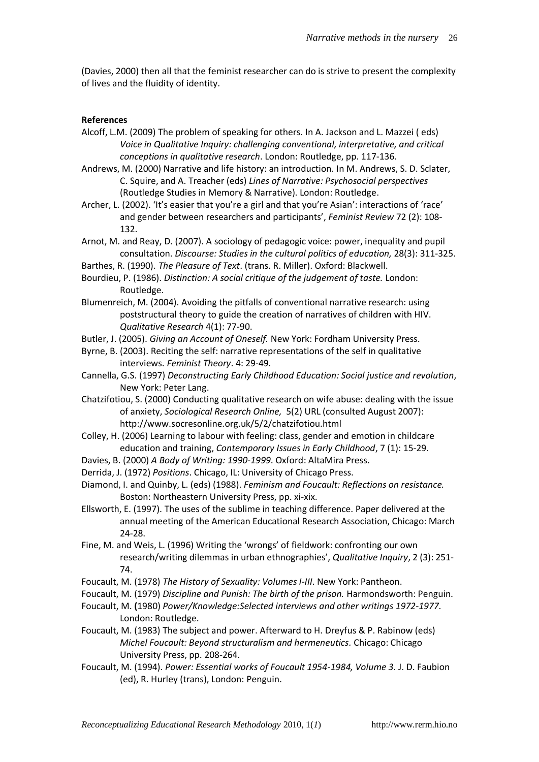(Davies, 2000) then all that the feminist researcher can do is strive to present the complexity of lives and the fluidity of identity.

**References**

Alcoff, L.M. (2009) The problem of speaking for others. In A. Jackson and L. Mazzei ( eds) *Voice in Qualitative Inquiry: challenging conventional, interpretative, and critical conceptions in qualitative research*. London: Routledge, pp. 117-136.

Andrews, M. (2000) Narrative and life history: an introduction. In M. Andrews, S. D. Sclater, C. Squire, and A. Treacher (eds) *Lines of Narrative: Psychosocial perspectives* (Routledge Studies in Memory & Narrative). London: Routledge.

Archer, L. (2002). 'It's easier that you're a girl and that you're Asian': interactions of 'race' and gender between researchers and participants', *Feminist Review* 72 (2): 108-132.

Arnot, M. and Reay, D. (2007). A sociology of pedagogic voice: power, inequality and pupil consultation. *Discourse: Studies in the cultural politics of education,* 28(3): 311-325.

Barthes, R. (1990). *The Pleasure of Text*. (trans. R. Miller). Oxford: Blackwell.

Bourdieu, P. (1986). *Distinction: A social critique of the judgement of taste.* London: Routledge.

Blumenreich, M. (2004). Avoiding the pitfalls of conventional narrative research: using poststructural theory to guide the creation of narratives of children with HIV. *Qualitative Research* 4(1): 77-90.

Butler, J. (2005). *Giving an Account of Oneself.* New York: Fordham University Press.

Byrne, B. (2003). Reciting the self: narrative representations of the self in qualitative interviews. *Feminist Theory*. 4: 29-49.

Cannella, G.S. (1997) *Deconstructing Early Childhood Education: Social justice and revolution*, New York: Peter Lang.

Chatzifotiou, S. (2000) Conducting qualitative research on wife abuse: dealing with the issue of anxiety, *Sociological Research Online,* 5(2) URL (consulted August 2007): http://www.socresonline.org.uk/5/2/chatzifotiou.html

Colley, H. (2006) Learning to labour with feeling: class, gender and emotion in childcare education and training, *Contemporary Issues in Early Childhood*, 7 (1): 15-29.

Davies, B. (2000) *A Body of Writing: 1990-1999*. Oxford: AltaMira Press.

Derrida, J. (1972) *Positions*. Chicago, IL: University of Chicago Press.

Diamond, I. and Quinby, L. (eds) (1988). *Feminism and Foucault: Reflections on resistance.* Boston: Northeastern University Press, pp. xi-xix.

Ellsworth, E. (1997). The uses of the sublime in teaching difference. Paper delivered at the annual meeting of the American Educational Research Association, Chicago: March 24-28.

Fine, M. and Weis, L. (1996) Writing the 'wrongs' of fieldwork: confronting our own research/writing dilemmas in urban ethnographies', *Qualitative Inquiry*, 2 (3): 251-74.

Foucault, M. (1978) *The History of Sexuality: Volumes I-III*. New York: Pantheon.

Foucault, M. (1979) *Discipline and Punish: The birth of the prison.* Harmondsworth: Penguin.

Foucault, M. **(**1980) *Power/Knowledge:Selected interviews and other writings 1972-1977*. London: Routledge.

Foucault, M. (1983) The subject and power. Afterward to H. Dreyfus & P. Rabinow (eds) *Michel Foucault: Beyond structuralism and hermeneutics.* Chicago: Chicago University Press, pp. 208-264.

Foucault, M. (1994). *Power: Essential works of Foucault 1954-1984, Volume 3*. J. D. Faubion (ed), R. Hurley (trans), London: Penguin.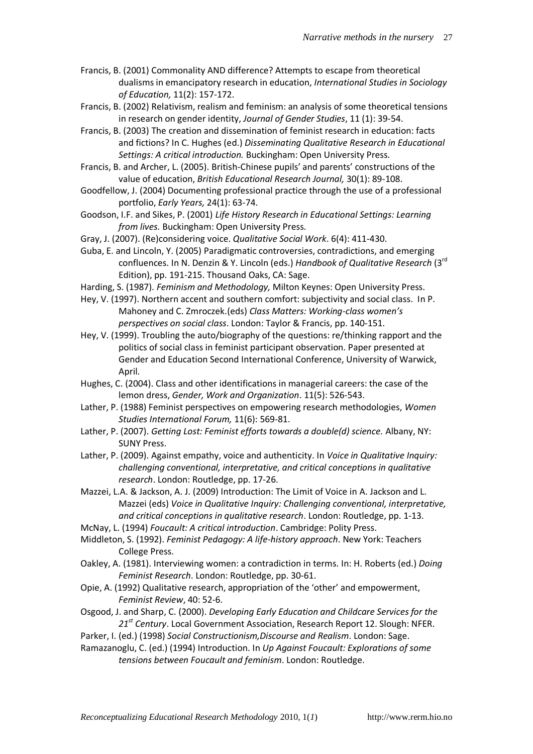Francis, B. (2001) Commonality AND difference? Attempts to escape from theoretical dualisms in emancipatory research in education, *International Studies in Sociology of Education,* 11(2): 157-172.

Francis, B. (2002) Relativism, realism and feminism: an analysis of some theoretical tensions in research on gender identity, *Journal of Gender Studies*, 11 (1): 39-54.

Francis, B. (2003) The creation and dissemination of feminist research in education: facts and fictions? In C. Hughes (ed.) *Disseminating Qualitative Research in Educational Settings: A critical introduction.* Buckingham: Open University Press.

Francis, B. and Archer, L. (2005). British-Chinese pupils' and parents' constructions of the value of education, *British Educational Research Journal,* 30(1): 89-108.

Goodfellow, J. (2004) Documenting professional practice through the use of a professional portfolio, *Early Years,* 24(1): 63-74.

Goodson, I.F. and Sikes, P. (2001) *Life History Research in Educational Settings: Learning from lives.* Buckingham: Open University Press.

Gray, J. (2007). (Re)considering voice. *Qualitative Social Work*. 6(4): 411-430.

Guba, E. and Lincoln, Y. (2005) Paradigmatic controversies, contradictions, and emerging confluences. In N. Denzin & Y. Lincoln (eds.) *Handbook of Qualitative Research* (3rd Edition), pp. 191-215. Thousand Oaks, CA: Sage.

Harding, S. (1987). *Feminism and Methodology,* Milton Keynes: Open University Press.

Hey, V. (1997). Northern accent and southern comfort: subjectivity and social class. In P. Mahoney and C. Zmroczek.(eds) *Class Matters: Working-class women's perspectives on social class*. London: Taylor & Francis, pp. 140-151.

Hey, V. (1999). Troubling the auto/biography of the questions: re/thinking rapport and the politics of social class in feminist participant observation. Paper presented at Gender and Education Second International Conference, University of Warwick, April.

Hughes, C. (2004). Class and other identifications in managerial careers: the case of the lemon dress, *Gender, Work and Organization*. 11(5): 526-543.

Lather, P. (1988) Feminist perspectives on empowering research methodologies, *Women Studies International Forum,* 11(6): 569-81.

Lather, P. (2007). *Getting Lost: Feminist efforts towards a double(d) science.* Albany, NY: SUNY Press.

Lather, P. (2009). Against empathy, voice and authenticity. In *Voice in Qualitative Inquiry: challenging conventional, interpretative, and critical conceptions in qualitative research*. London: Routledge, pp. 17-26.

Mazzei, L.A. & Jackson, A. J. (2009) Introduction: The Limit of Voice in A. Jackson and L. Mazzei (eds) *Voice in Qualitative Inquiry: Challenging conventional, interpretative, and critical conceptions in qualitative research*. London: Routledge, pp. 1-13.

McNay, L. (1994) *Foucault: A critical introduction*. Cambridge: Polity Press.

Middleton, S. (1992). *Feminist Pedagogy: A life-history approach*. New York: Teachers College Press.

Oakley, A. (1981). Interviewing women: a contradiction in terms. In: H. Roberts (ed.) *Doing Feminist Research*. London: Routledge, pp. 30-61.

Opie, A. (1992) Qualitative research, appropriation of the 'other' and empowerment, *Feminist Review*, 40: 52-6.

Osgood, J. and Sharp, C. (2000). *Developing Early Education and Childcare Services for the 21st Century*. Local Government Association, Research Report 12. Slough: NFER.

Parker, I. (ed.) (1998) *Social Constructionism,Discourse and Realism*. London: Sage.

Ramazanoglu, C. (ed.) (1994) Introduction. In *Up Against Foucault: Explorations of some tensions between Foucault and feminism*. London: Routledge.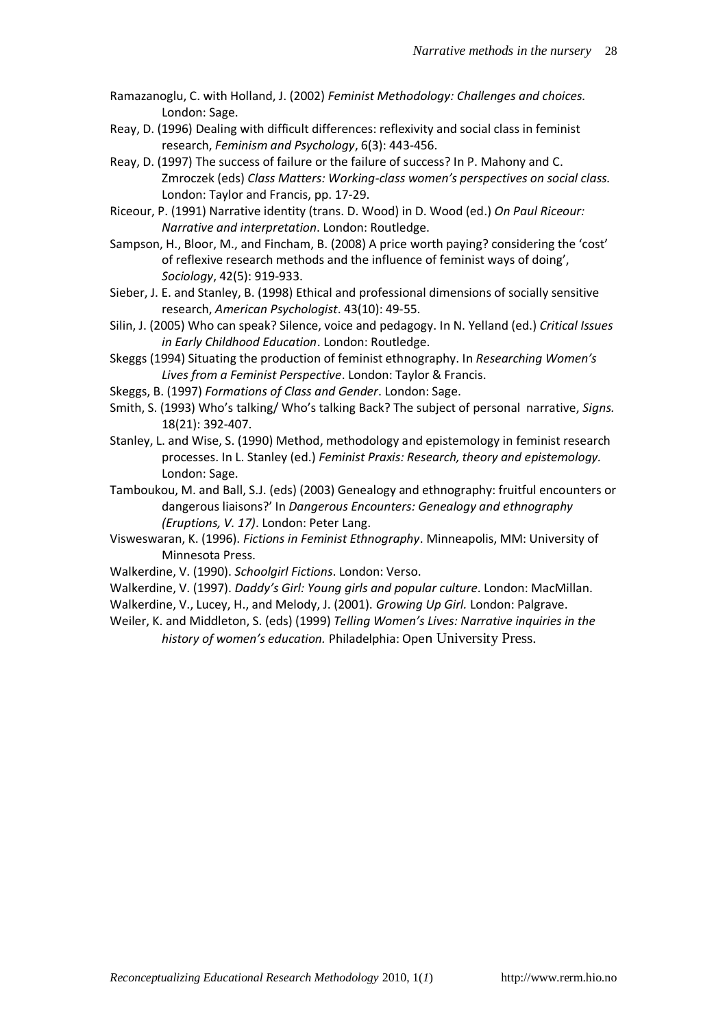Ramazanoglu, C. with Holland, J. (2002) *Feminist Methodology: Challenges and choices.* London: Sage.

Reay, D. (1996) Dealing with difficult differences: reflexivity and social class in feminist research, *Feminism and Psychology*, 6(3): 443-456.

Reay, D. (1997) The success of failure or the failure of success? In P. Mahony and C. Zmroczek (eds) *Class Matters: Working-class women's perspectives on social class.* London: Taylor and Francis, pp. 17-29.

Riceour, P. (1991) Narrative identity (trans. D. Wood) in D. Wood (ed.) *On Paul Riceour: Narrative and interpretation*. London: Routledge.

Sampson, H., Bloor, M., and Fincham, B. (2008) A price worth paying? considering the 'cost' of reflexive research methods and the influence of feminist ways of doing', *Sociology*, 42(5): 919-933.

Sieber, J. E. and Stanley, B. (1998) Ethical and professional dimensions of socially sensitive research, *American Psychologist*. 43(10): 49-55.

Silin, J. (2005) Who can speak? Silence, voice and pedagogy. In N. Yelland (ed.) *Critical Issues in Early Childhood Education*. London: Routledge.

Skeggs (1994) Situating the production of feminist ethnography. In *Researching Women's Lives from a Feminist Perspective*. London: Taylor & Francis.

Skeggs, B. (1997) *Formations of Class and Gender*. London: Sage.

Smith, S. (1993) Who's talking/ Who's talking Back? The subject of personal narrative, *Signs.* 18(21): 392-407.

Stanley, L. and Wise, S. (1990) Method, methodology and epistemology in feminist research processes. In L. Stanley (ed.) *Feminist Praxis: Research, theory and epistemology.* London: Sage.

Tamboukou, M. and Ball, S.J. (eds) (2003) Genealogy and ethnography: fruitful encounters or dangerous liaisons?' In *Dangerous Encounters: Genealogy and ethnography (Eruptions, V. 17)*. London: Peter Lang.

Visweswaran, K. (1996). *Fictions in Feminist Ethnography*. Minneapolis, MM: University of Minnesota Press.

Walkerdine, V. (1990). *Schoolgirl Fictions*. London: Verso.

Walkerdine, V. (1997). *Daddy's Girl: Young girls and popular culture*. London: MacMillan.

Walkerdine, V., Lucey, H., and Melody, J. (2001). *Growing Up Girl.* London: Palgrave.

Weiler, K. and Middleton, S. (eds) (1999) *Telling Women's Lives: Narrative inquiries in the history of women's education.* Philadelphia: Open University Press.